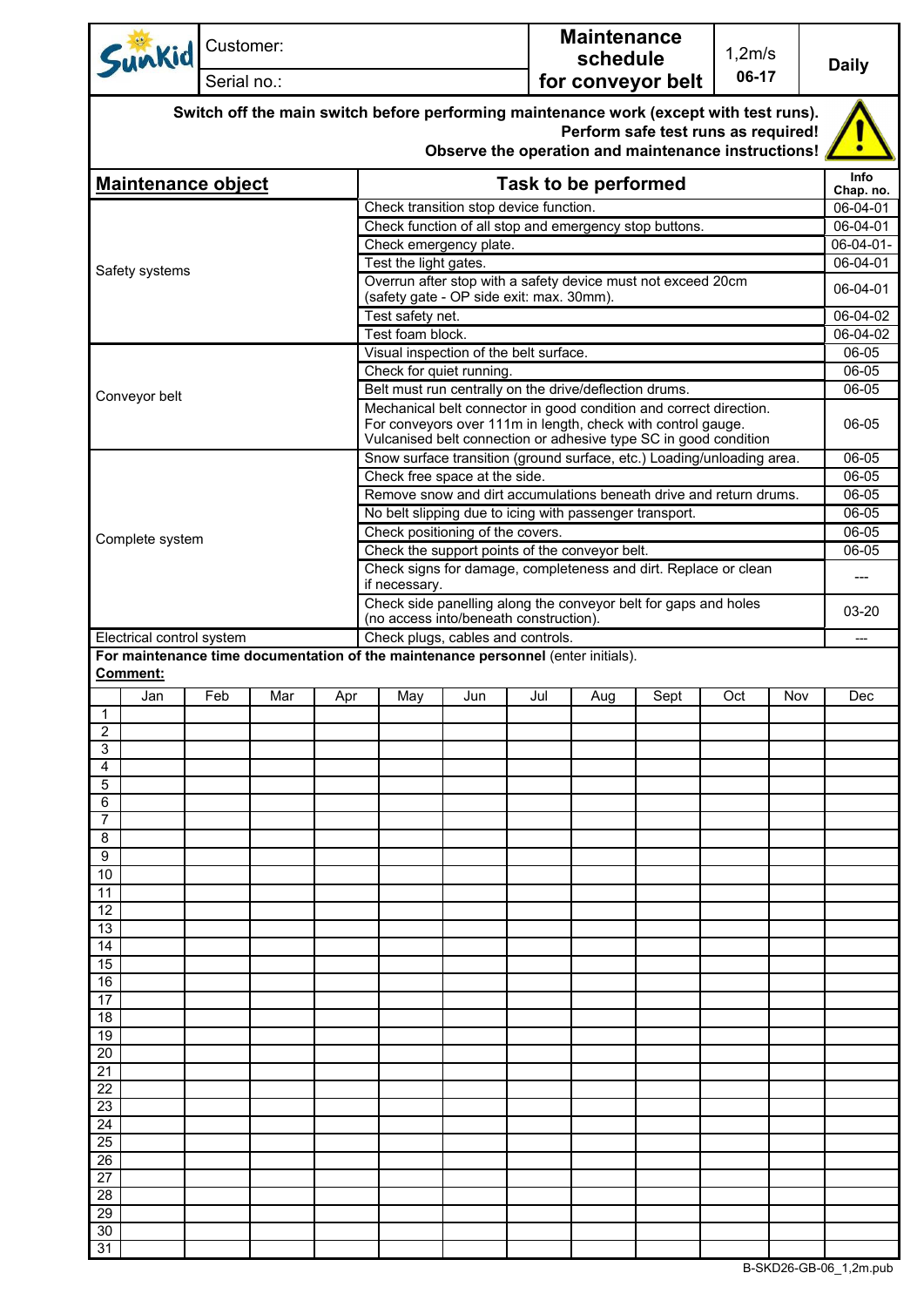| Sunkid | Customer: | Maintenance schedule for conveyor belt | 1,2m/s 06-17 | Daily |
|---|---|---|---|---|
| | Serial no.: | | | |

**Switch off the main switch before performing maintenance work (except with test runs).**
**Perform safe test runs as required!**
**Observe the operation and maintenance instructions!**

| Maintenance object | Task to be performed | Info Chap. no. |
|---|---|---|
| Safety systems | Check transition stop device function. | 06-04-01 |
| | Check function of all stop and emergency stop buttons. | 06-04-01 |
| | Check emergency plate. | 06-04-01- |
| | Test the light gates. | 06-04-01 |
| | Overrun after stop with a safety device must not exceed 20cm (safety gate - OP side exit: max. 30mm). | 06-04-01 |
| | Test safety net. | 06-04-02 |
| | Test foam block. | 06-04-02 |
| Conveyor belt | Visual inspection of the belt surface. | 06-05 |
| | Check for quiet running. | 06-05 |
| | Belt must run centrally on the drive/deflection drums. | 06-05 |
| | Mechanical belt connector in good condition and correct direction. For conveyors over 111m in length, check with control gauge. Vulcanised belt connection or adhesive type SC in good condition | 06-05 |
| Complete system | Snow surface transition (ground surface, etc.) Loading/unloading area. | 06-05 |
| | Check free space at the side. | 06-05 |
| | Remove snow and dirt accumulations beneath drive and return drums. | 06-05 |
| | No belt slipping due to icing with passenger transport. | 06-05 |
| | Check positioning of the covers. | 06-05 |
| | Check the support points of the conveyor belt. | 06-05 |
| | Check signs for damage, completeness and dirt. Replace or clean if necessary. | --- |
| | Check side panelling along the conveyor belt for gaps and holes (no access into/beneath construction). | 03-20 |
| Electrical control system | Check plugs, cables and controls. | --- |

**For maintenance time documentation of the maintenance personnel** (enter initials).

**Comment:**

| | Jan | Feb | Mar | Apr | May | Jun | Jul | Aug | Sept | Oct | Nov | Dec |
|---|---|---|---|---|---|---|---|---|---|---|---|---|
| 1 | | | | | | | | | | | | |
| 2 | | | | | | | | | | | | |
| 3 | | | | | | | | | | | | |
| 4 | | | | | | | | | | | | |
| 5 | | | | | | | | | | | | |
| 6 | | | | | | | | | | | | |
| 7 | | | | | | | | | | | | |
| 8 | | | | | | | | | | | | |
| 9 | | | | | | | | | | | | |
| 10 | | | | | | | | | | | | |
| 11 | | | | | | | | | | | | |
| 12 | | | | | | | | | | | | |
| 13 | | | | | | | | | | | | |
| 14 | | | | | | | | | | | | |
| 15 | | | | | | | | | | | | |
| 16 | | | | | | | | | | | | |
| 17 | | | | | | | | | | | | |
| 18 | | | | | | | | | | | | |
| 19 | | | | | | | | | | | | |
| 20 | | | | | | | | | | | | |
| 21 | | | | | | | | | | | | |
| 22 | | | | | | | | | | | | |
| 23 | | | | | | | | | | | | |
| 24 | | | | | | | | | | | | |
| 25 | | | | | | | | | | | | |
| 26 | | | | | | | | | | | | |
| 27 | | | | | | | | | | | | |
| 28 | | | | | | | | | | | | |
| 29 | | | | | | | | | | | | |
| 30 | | | | | | | | | | | | |
| 31 | | | | | | | | | | | | |

B-SKD26-GB-06_1,2m.pub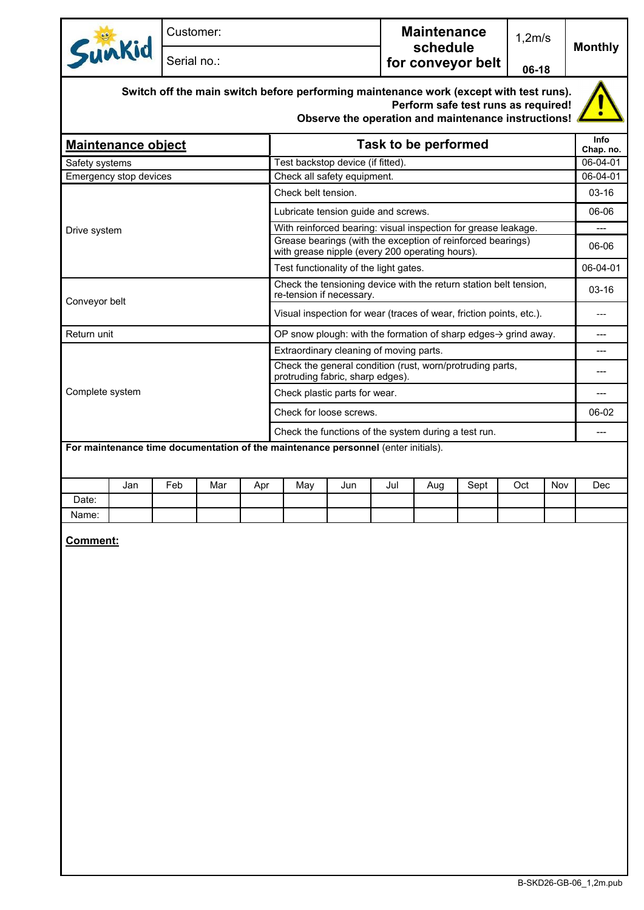| Sunkid | Customer: | Maintenance schedule for conveyor belt | 1,2m/s | Monthly |
|---|---|---|---|---|
| | Serial no.: | | 06-18 | |

**Switch off the main switch before performing maintenance work (except with test runs).**
**Perform safe test runs as required!**
**Observe the operation and maintenance instructions!**

| Maintenance object | Task to be performed | Info Chap. no. |
|---|---|---|
| Safety systems | Test backstop device (if fitted). | 06-04-01 |
| Emergency stop devices | Check all safety equipment. | 06-04-01 |
| Drive system | Check belt tension. | 03-16 |
| | Lubricate tension guide and screws. | 06-06 |
| | With reinforced bearing: visual inspection for grease leakage. | --- |
| | Grease bearings (with the exception of reinforced bearings) with grease nipple (every 200 operating hours). | 06-06 |
| | Test functionality of the light gates. | 06-04-01 |
| Conveyor belt | Check the tensioning device with the return station belt tension, re-tension if necessary. | 03-16 |
| | Visual inspection for wear (traces of wear, friction points, etc.). | --- |
| Return unit | OP snow plough: with the formation of sharp edges→ grind away. | --- |
| Complete system | Extraordinary cleaning of moving parts. | --- |
| | Check the general condition (rust, worn/protruding parts, protruding fabric, sharp edges). | --- |
| | Check plastic parts for wear. | --- |
| | Check for loose screws. | 06-02 |
| | Check the functions of the system during a test run. | --- |

**For maintenance time documentation of the maintenance personnel** (enter initials).

| | Jan | Feb | Mar | Apr | May | Jun | Jul | Aug | Sept | Oct | Nov | Dec |
|---|---|---|---|---|---|---|---|---|---|---|---|---|
| Date: | | | | | | | | | | | | |
| Name: | | | | | | | | | | | | |

**Comment:**

B-SKD26-GB-06_1,2m.pub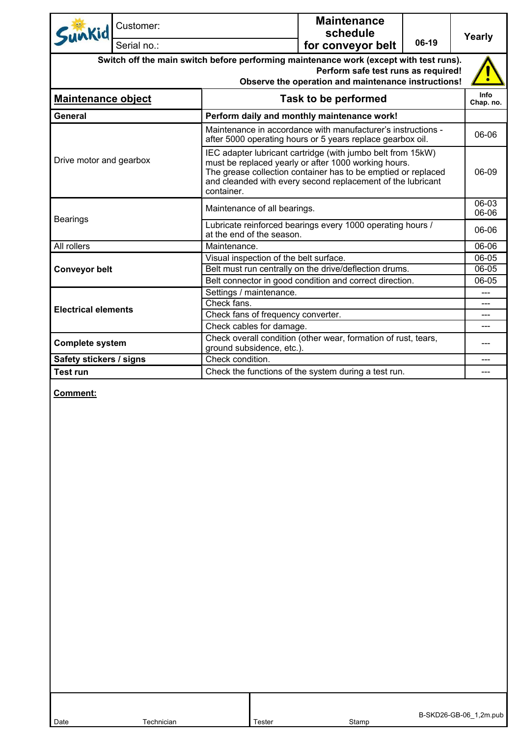| Sunkid | Customer: | Maintenance schedule for conveyor belt | 06-19 | Yearly |
|---|---|---|---|---|
| | Serial no.: | | | |

**Switch off the main switch before performing maintenance work (except with test runs).**
**Perform safe test runs as required!**
**Observe the operation and maintenance instructions!**

| Maintenance object | Task to be performed | Info Chap. no. |
|---|---|---|
| **General** | **Perform daily and monthly maintenance work!** | |
| Drive motor and gearbox | Maintenance in accordance with manufacturer's instructions - after 5000 operating hours or 5 years replace gearbox oil. | 06-06 |
| | IEC adapter lubricant cartridge (with jumbo belt from 15kW) must be replaced yearly or after 1000 working hours. The grease collection container has to be emptied or replaced and cleanded with every second replacement of the lubricant container. | 06-09 |
| Bearings | Maintenance of all bearings. | 06-03 06-06 |
| | Lubricate reinforced bearings every 1000 operating hours / at the end of the season. | 06-06 |
| All rollers | Maintenance. | 06-06 |
| **Conveyor belt** | Visual inspection of the belt surface. | 06-05 |
| | Belt must run centrally on the drive/deflection drums. | 06-05 |
| | Belt connector in good condition and correct direction. | 06-05 |
| **Electrical elements** | Settings / maintenance. | --- |
| | Check fans. | --- |
| | Check fans of frequency converter. | --- |
| | Check cables for damage. | --- |
| **Complete system** | Check overall condition (other wear, formation of rust, tears, ground subsidence, etc.). | --- |
| **Safety stickers / signs** | Check condition. | --- |
| **Test run** | Check the functions of the system during a test run. | --- |

**Comment:**

| Date | Technician | Tester | Stamp |
|---|---|---|---|
| | | | |

B-SKD26-GB-06_1,2m.pub